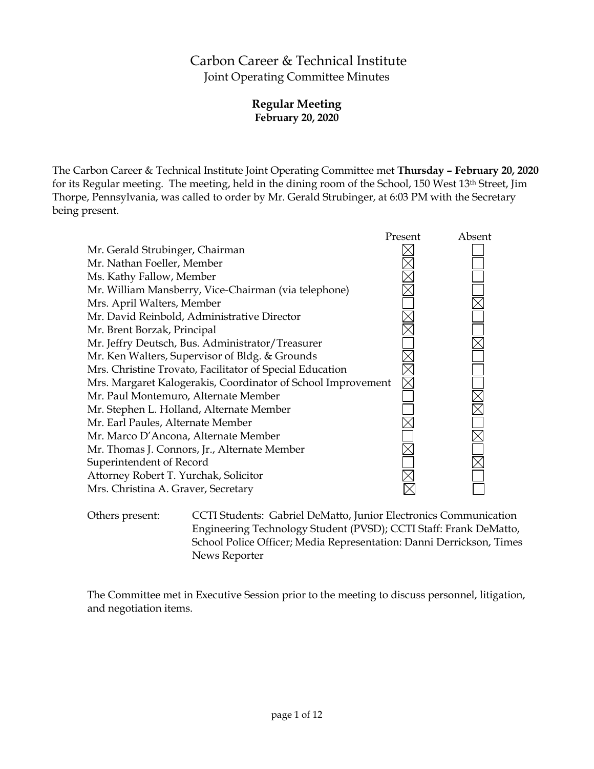# Carbon Career & Technical Institute

## Joint Operating Committee Minutes

### Regular Meeting
**February 20, 2020**

The Carbon Career & Technical Institute Joint Operating Committee met **Thursday – February 20, 2020** for its Regular meeting. The meeting, held in the dining room of the School, 150 West 13th Street, Jim Thorpe, Pennsylvania, was called to order by Mr. Gerald Strubinger, at 6:03 PM with the Secretary being present.

| | Present | Absent |
|---|---|---|
| Mr. Gerald Strubinger, Chairman | ☒ | ☐ |
| Mr. Nathan Foeller, Member | ☒ | ☐ |
| Ms. Kathy Fallow, Member | ☒ | ☐ |
| Mr. William Mansberry, Vice-Chairman (via telephone) | ☒ | ☐ |
| Mrs. April Walters, Member | ☐ | ☒ |
| Mr. David Reinbold, Administrative Director | ☒ | ☐ |
| Mr. Brent Borzak, Principal | ☒ | ☐ |
| Mr. Jeffry Deutsch, Bus. Administrator/Treasurer | ☐ | ☒ |
| Mr. Ken Walters, Supervisor of Bldg. & Grounds | ☒ | ☐ |
| Mrs. Christine Trovato, Facilitator of Special Education | ☒ | ☐ |
| Mrs. Margaret Kalogerakis, Coordinator of School Improvement | ☒ | ☐ |
| Mr. Paul Montemuro, Alternate Member | ☐ | ☒ |
| Mr. Stephen L. Holland, Alternate Member | ☐ | ☒ |
| Mr. Earl Paules, Alternate Member | ☒ | ☐ |
| Mr. Marco D'Ancona, Alternate Member | ☐ | ☒ |
| Mr. Thomas J. Connors, Jr., Alternate Member | ☒ | ☐ |
| Superintendent of Record | ☐ | ☒ |
| Attorney Robert T. Yurchak, Solicitor | ☒ | ☐ |
| Mrs. Christina A. Graver, Secretary | ☒ | ☐ |

Others present: CCTI Students: Gabriel DeMatto, Junior Electronics Communication Engineering Technology Student (PVSD); CCTI Staff: Frank DeMatto, School Police Officer; Media Representation: Danni Derrickson, Times News Reporter

The Committee met in Executive Session prior to the meeting to discuss personnel, litigation, and negotiation items.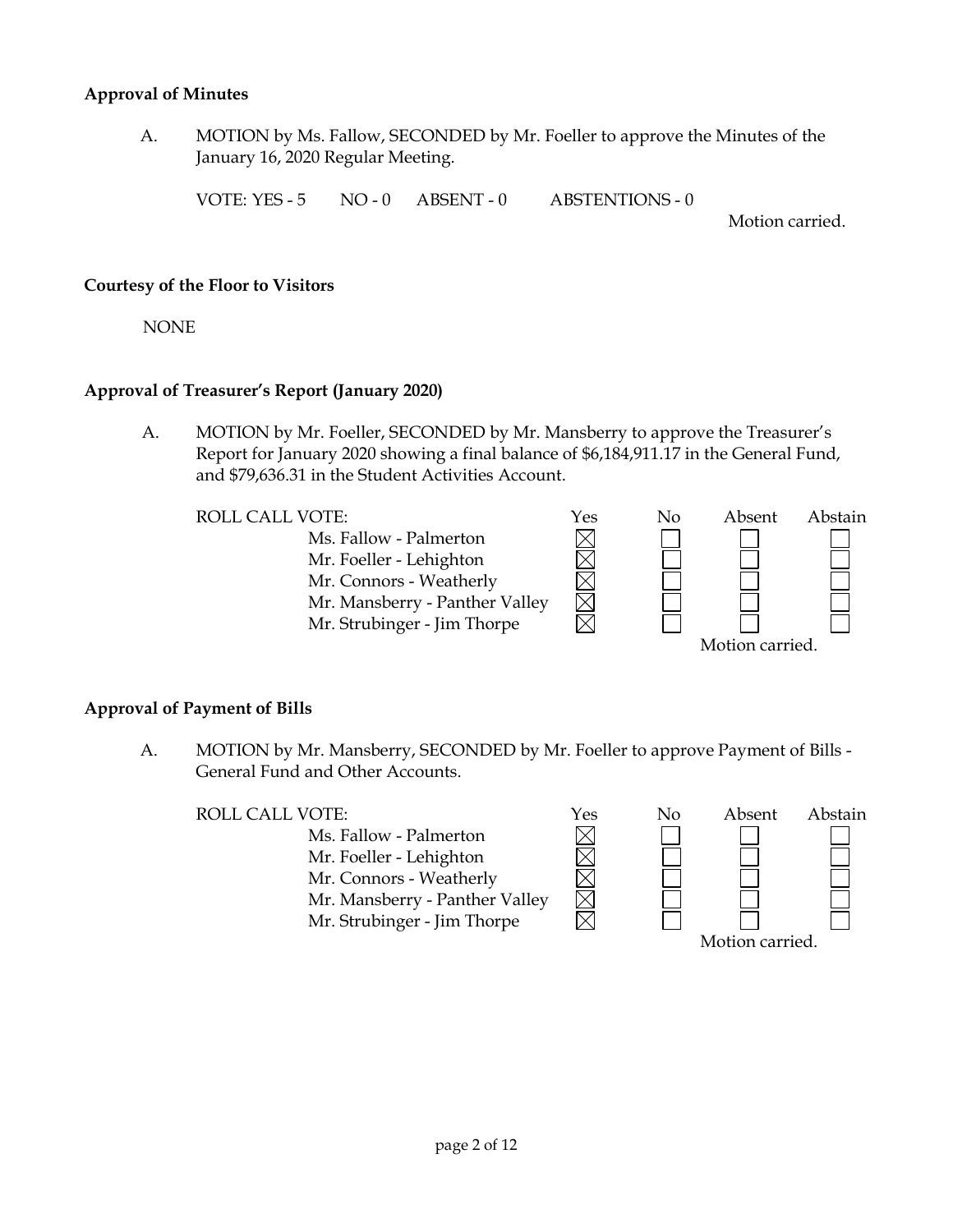**Approval of Minutes**

A. MOTION by Ms. Fallow, SECONDED by Mr. Foeller to approve the Minutes of the January 16, 2020 Regular Meeting.

VOTE: YES - 5 NO - 0 ABSENT - 0 ABSTENTIONS - 0

Motion carried.

**Courtesy of the Floor to Visitors**

NONE

**Approval of Treasurer's Report (January 2020)**

A. MOTION by Mr. Foeller, SECONDED by Mr. Mansberry to approve the Treasurer's Report for January 2020 showing a final balance of $6,184,911.17 in the General Fund, and $79,636.31 in the Student Activities Account.

| ROLL CALL VOTE: | Yes | No | Absent | Abstain |
|---|---|---|---|---|
| Ms. Fallow - Palmerton | ☒ | ☐ | ☐ | ☐ |
| Mr. Foeller - Lehighton | ☒ | ☐ | ☐ | ☐ |
| Mr. Connors - Weatherly | ☒ | ☐ | ☐ | ☐ |
| Mr. Mansberry - Panther Valley | ☒ | ☐ | ☐ | ☐ |
| Mr. Strubinger - Jim Thorpe | ☒ | ☐ | ☐ | ☐ |

Motion carried.

**Approval of Payment of Bills**

A. MOTION by Mr. Mansberry, SECONDED by Mr. Foeller to approve Payment of Bills - General Fund and Other Accounts.

| ROLL CALL VOTE: | Yes | No | Absent | Abstain |
|---|---|---|---|---|
| Ms. Fallow - Palmerton | ☒ | ☐ | ☐ | ☐ |
| Mr. Foeller - Lehighton | ☒ | ☐ | ☐ | ☐ |
| Mr. Connors - Weatherly | ☒ | ☐ | ☐ | ☐ |
| Mr. Mansberry - Panther Valley | ☒ | ☐ | ☐ | ☐ |
| Mr. Strubinger - Jim Thorpe | ☒ | ☐ | ☐ | ☐ |

Motion carried.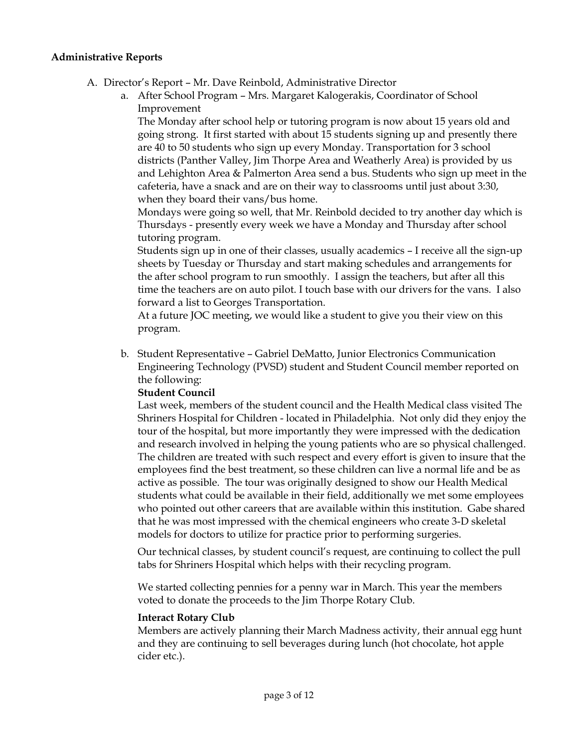**Administrative Reports**

A. Director's Report – Mr. Dave Reinbold, Administrative Director

   a. After School Program – Mrs. Margaret Kalogerakis, Coordinator of School Improvement

      The Monday after school help or tutoring program is now about 15 years old and going strong. It first started with about 15 students signing up and presently there are 40 to 50 students who sign up every Monday. Transportation for 3 school districts (Panther Valley, Jim Thorpe Area and Weatherly Area) is provided by us and Lehighton Area & Palmerton Area send a bus. Students who sign up meet in the cafeteria, have a snack and are on their way to classrooms until just about 3:30, when they board their vans/bus home.

      Mondays were going so well, that Mr. Reinbold decided to try another day which is Thursdays - presently every week we have a Monday and Thursday after school tutoring program.

      Students sign up in one of their classes, usually academics – I receive all the sign-up sheets by Tuesday or Thursday and start making schedules and arrangements for the after school program to run smoothly. I assign the teachers, but after all this time the teachers are on auto pilot. I touch base with our drivers for the vans. I also forward a list to Georges Transportation.

      At a future JOC meeting, we would like a student to give you their view on this program.

   b. Student Representative – Gabriel DeMatto, Junior Electronics Communication Engineering Technology (PVSD) student and Student Council member reported on the following:

      **Student Council**

      Last week, members of the student council and the Health Medical class visited The Shriners Hospital for Children - located in Philadelphia. Not only did they enjoy the tour of the hospital, but more importantly they were impressed with the dedication and research involved in helping the young patients who are so physical challenged. The children are treated with such respect and every effort is given to insure that the employees find the best treatment, so these children can live a normal life and be as active as possible. The tour was originally designed to show our Health Medical students what could be available in their field, additionally we met some employees who pointed out other careers that are available within this institution. Gabe shared that he was most impressed with the chemical engineers who create 3-D skeletal models for doctors to utilize for practice prior to performing surgeries.

      Our technical classes, by student council's request, are continuing to collect the pull tabs for Shriners Hospital which helps with their recycling program.

      We started collecting pennies for a penny war in March. This year the members voted to donate the proceeds to the Jim Thorpe Rotary Club.

      **Interact Rotary Club**

      Members are actively planning their March Madness activity, their annual egg hunt and they are continuing to sell beverages during lunch (hot chocolate, hot apple cider etc.).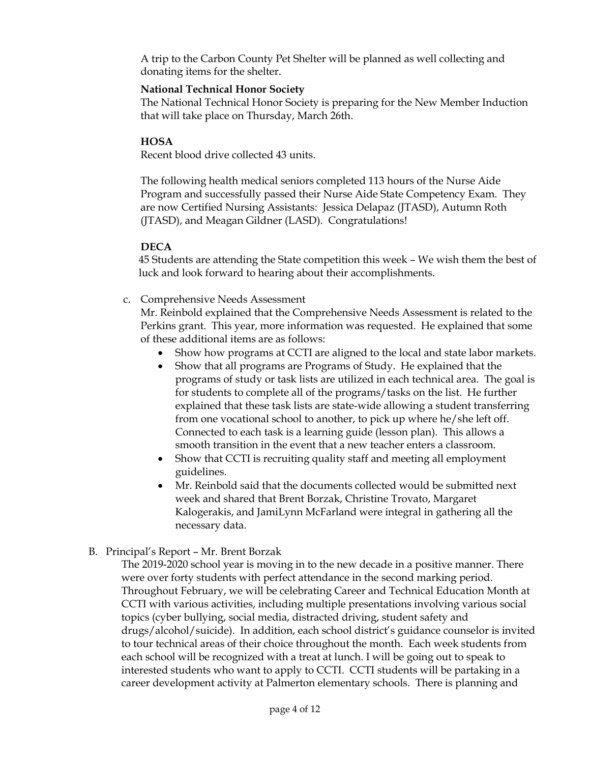A trip to the Carbon County Pet Shelter will be planned as well collecting and donating items for the shelter.

**National Technical Honor Society**

The National Technical Honor Society is preparing for the New Member Induction that will take place on Thursday, March 26th.

**HOSA**

Recent blood drive collected 43 units.

The following health medical seniors completed 113 hours of the Nurse Aide Program and successfully passed their Nurse Aide State Competency Exam. They are now Certified Nursing Assistants: Jessica Delapaz (JTASD), Autumn Roth (JTASD), and Meagan Gildner (LASD). Congratulations!

**DECA**

45 Students are attending the State competition this week – We wish them the best of luck and look forward to hearing about their accomplishments.

c. Comprehensive Needs Assessment

Mr. Reinbold explained that the Comprehensive Needs Assessment is related to the Perkins grant. This year, more information was requested. He explained that some of these additional items are as follows:

- Show how programs at CCTI are aligned to the local and state labor markets.
- Show that all programs are Programs of Study. He explained that the programs of study or task lists are utilized in each technical area. The goal is for students to complete all of the programs/tasks on the list. He further explained that these task lists are state-wide allowing a student transferring from one vocational school to another, to pick up where he/she left off. Connected to each task is a learning guide (lesson plan). This allows a smooth transition in the event that a new teacher enters a classroom.
- Show that CCTI is recruiting quality staff and meeting all employment guidelines.
- Mr. Reinbold said that the documents collected would be submitted next week and shared that Brent Borzak, Christine Trovato, Margaret Kalogerakis, and JamiLynn McFarland were integral in gathering all the necessary data.

B. Principal's Report – Mr. Brent Borzak

The 2019-2020 school year is moving in to the new decade in a positive manner. There were over forty students with perfect attendance in the second marking period. Throughout February, we will be celebrating Career and Technical Education Month at CCTI with various activities, including multiple presentations involving various social topics (cyber bullying, social media, distracted driving, student safety and drugs/alcohol/suicide). In addition, each school district's guidance counselor is invited to tour technical areas of their choice throughout the month. Each week students from each school will be recognized with a treat at lunch. I will be going out to speak to interested students who want to apply to CCTI. CCTI students will be partaking in a career development activity at Palmerton elementary schools. There is planning and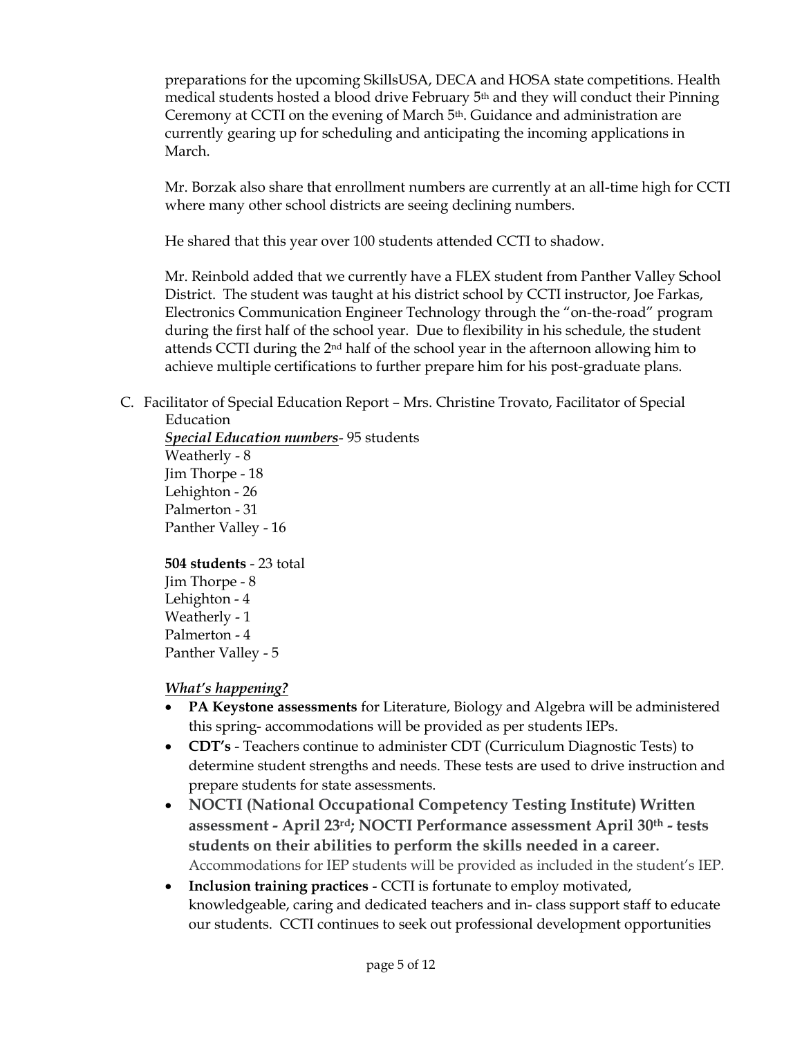preparations for the upcoming SkillsUSA, DECA and HOSA state competitions. Health medical students hosted a blood drive February 5th and they will conduct their Pinning Ceremony at CCTI on the evening of March 5th. Guidance and administration are currently gearing up for scheduling and anticipating the incoming applications in March.

Mr. Borzak also share that enrollment numbers are currently at an all-time high for CCTI where many other school districts are seeing declining numbers.

He shared that this year over 100 students attended CCTI to shadow.

Mr. Reinbold added that we currently have a FLEX student from Panther Valley School District. The student was taught at his district school by CCTI instructor, Joe Farkas, Electronics Communication Engineer Technology through the "on-the-road" program during the first half of the school year. Due to flexibility in his schedule, the student attends CCTI during the 2nd half of the school year in the afternoon allowing him to achieve multiple certifications to further prepare him for his post-graduate plans.

C. Facilitator of Special Education Report – Mrs. Christine Trovato, Facilitator of Special Education

***Special Education numbers***- 95 students
Weatherly - 8
Jim Thorpe - 18
Lehighton - 26
Palmerton - 31
Panther Valley - 16

**504 students** - 23 total
Jim Thorpe - 8
Lehighton - 4
Weatherly - 1
Palmerton - 4
Panther Valley - 5

***What's happening?***

- **PA Keystone assessments** for Literature, Biology and Algebra will be administered this spring- accommodations will be provided as per students IEPs.
- **CDT's** - Teachers continue to administer CDT (Curriculum Diagnostic Tests) to determine student strengths and needs. These tests are used to drive instruction and prepare students for state assessments.
- **NOCTI (National Occupational Competency Testing Institute) Written assessment - April 23rd; NOCTI Performance assessment April 30th - tests students on their abilities to perform the skills needed in a career.** Accommodations for IEP students will be provided as included in the student's IEP.
- **Inclusion training practices** - CCTI is fortunate to employ motivated, knowledgeable, caring and dedicated teachers and in- class support staff to educate our students. CCTI continues to seek out professional development opportunities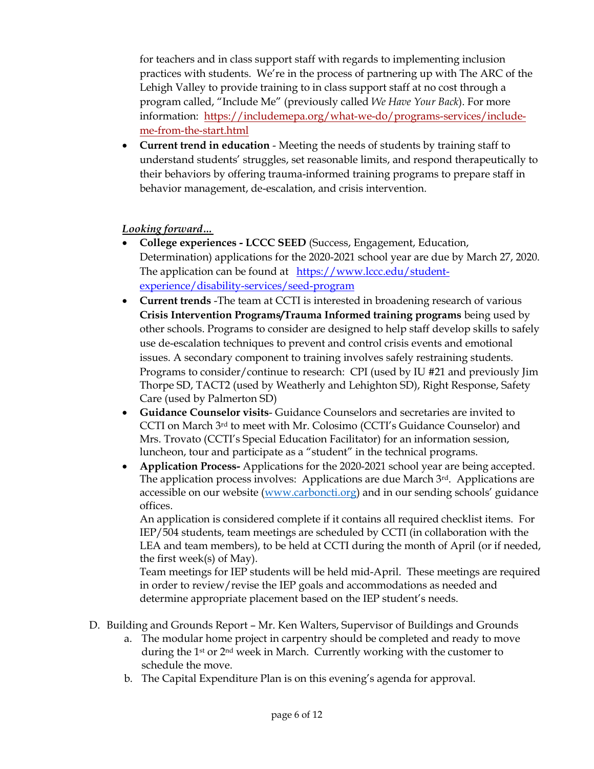for teachers and in class support staff with regards to implementing inclusion practices with students. We're in the process of partnering up with The ARC of the Lehigh Valley to provide training to in class support staff at no cost through a program called, "Include Me" (previously called *We Have Your Back*). For more information: [https://includemepa.org/what-we-do/programs-services/include-me-from-the-start.html](https://includemepa.org/what-we-do/programs-services/include-me-from-the-start.html)

- **Current trend in education** - Meeting the needs of students by training staff to understand students' struggles, set reasonable limits, and respond therapeutically to their behaviors by offering trauma-informed training programs to prepare staff in behavior management, de-escalation, and crisis intervention.

***Looking forward…***

- **College experiences - LCCC SEED** (Success, Engagement, Education, Determination) applications for the 2020-2021 school year are due by March 27, 2020. The application can be found at [https://www.lccc.edu/student-experience/disability-services/seed-program](https://www.lccc.edu/student-experience/disability-services/seed-program)
- **Current trends** -The team at CCTI is interested in broadening research of various **Crisis Intervention Programs/Trauma Informed training programs** being used by other schools. Programs to consider are designed to help staff develop skills to safely use de-escalation techniques to prevent and control crisis events and emotional issues. A secondary component to training involves safely restraining students. Programs to consider/continue to research: CPI (used by IU #21 and previously Jim Thorpe SD, TACT2 (used by Weatherly and Lehighton SD), Right Response, Safety Care (used by Palmerton SD)
- **Guidance Counselor visits**- Guidance Counselors and secretaries are invited to CCTI on March 3rd to meet with Mr. Colosimo (CCTI's Guidance Counselor) and Mrs. Trovato (CCTI's Special Education Facilitator) for an information session, luncheon, tour and participate as a "student" in the technical programs.
- **Application Process-** Applications for the 2020-2021 school year are being accepted. The application process involves: Applications are due March 3rd. Applications are accessible on our website ([www.carboncti.org](www.carboncti.org)) and in our sending schools' guidance offices.

  An application is considered complete if it contains all required checklist items. For IEP/504 students, team meetings are scheduled by CCTI (in collaboration with the LEA and team members), to be held at CCTI during the month of April (or if needed, the first week(s) of May).

  Team meetings for IEP students will be held mid-April. These meetings are required in order to review/revise the IEP goals and accommodations as needed and determine appropriate placement based on the IEP student's needs.

D. Building and Grounds Report – Mr. Ken Walters, Supervisor of Buildings and Grounds

   a. The modular home project in carpentry should be completed and ready to move during the 1st or 2nd week in March. Currently working with the customer to schedule the move.

   b. The Capital Expenditure Plan is on this evening's agenda for approval.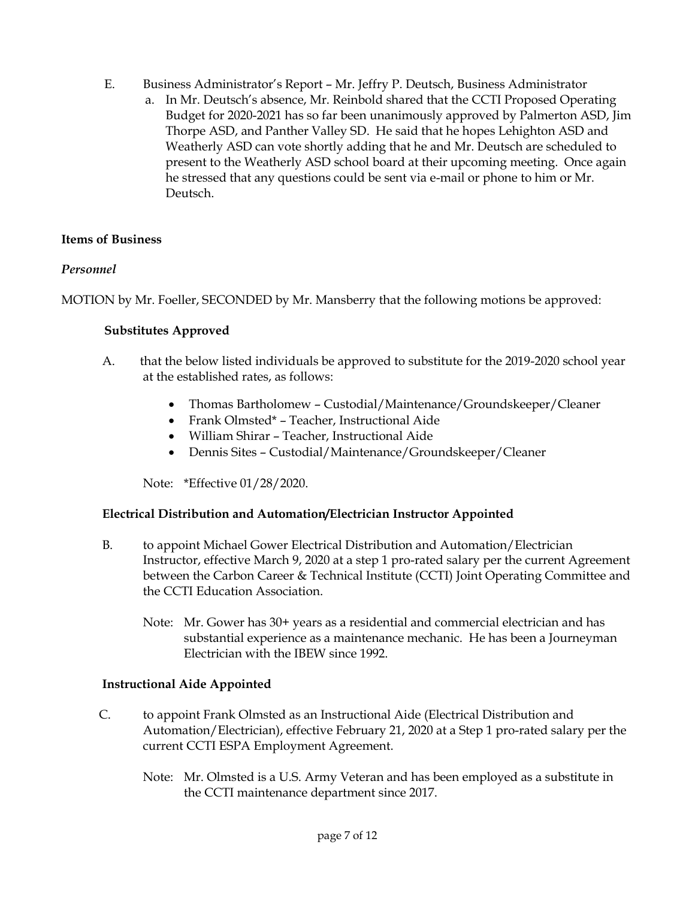E. Business Administrator's Report – Mr. Jeffry P. Deutsch, Business Administrator

a. In Mr. Deutsch's absence, Mr. Reinbold shared that the CCTI Proposed Operating Budget for 2020-2021 has so far been unanimously approved by Palmerton ASD, Jim Thorpe ASD, and Panther Valley SD. He said that he hopes Lehighton ASD and Weatherly ASD can vote shortly adding that he and Mr. Deutsch are scheduled to present to the Weatherly ASD school board at their upcoming meeting. Once again he stressed that any questions could be sent via e-mail or phone to him or Mr. Deutsch.

**Items of Business**

***Personnel***

MOTION by Mr. Foeller, SECONDED by Mr. Mansberry that the following motions be approved:

**Substitutes Approved**

A. that the below listed individuals be approved to substitute for the 2019-2020 school year at the established rates, as follows:

- Thomas Bartholomew – Custodial/Maintenance/Groundskeeper/Cleaner
- Frank Olmsted* – Teacher, Instructional Aide
- William Shirar – Teacher, Instructional Aide
- Dennis Sites – Custodial/Maintenance/Groundskeeper/Cleaner

Note: *Effective 01/28/2020.

**Electrical Distribution and Automation/Electrician Instructor Appointed**

B. to appoint Michael Gower Electrical Distribution and Automation/Electrician Instructor, effective March 9, 2020 at a step 1 pro-rated salary per the current Agreement between the Carbon Career & Technical Institute (CCTI) Joint Operating Committee and the CCTI Education Association.

Note: Mr. Gower has 30+ years as a residential and commercial electrician and has substantial experience as a maintenance mechanic. He has been a Journeyman Electrician with the IBEW since 1992.

**Instructional Aide Appointed**

C. to appoint Frank Olmsted as an Instructional Aide (Electrical Distribution and Automation/Electrician), effective February 21, 2020 at a Step 1 pro-rated salary per the current CCTI ESPA Employment Agreement.

Note: Mr. Olmsted is a U.S. Army Veteran and has been employed as a substitute in the CCTI maintenance department since 2017.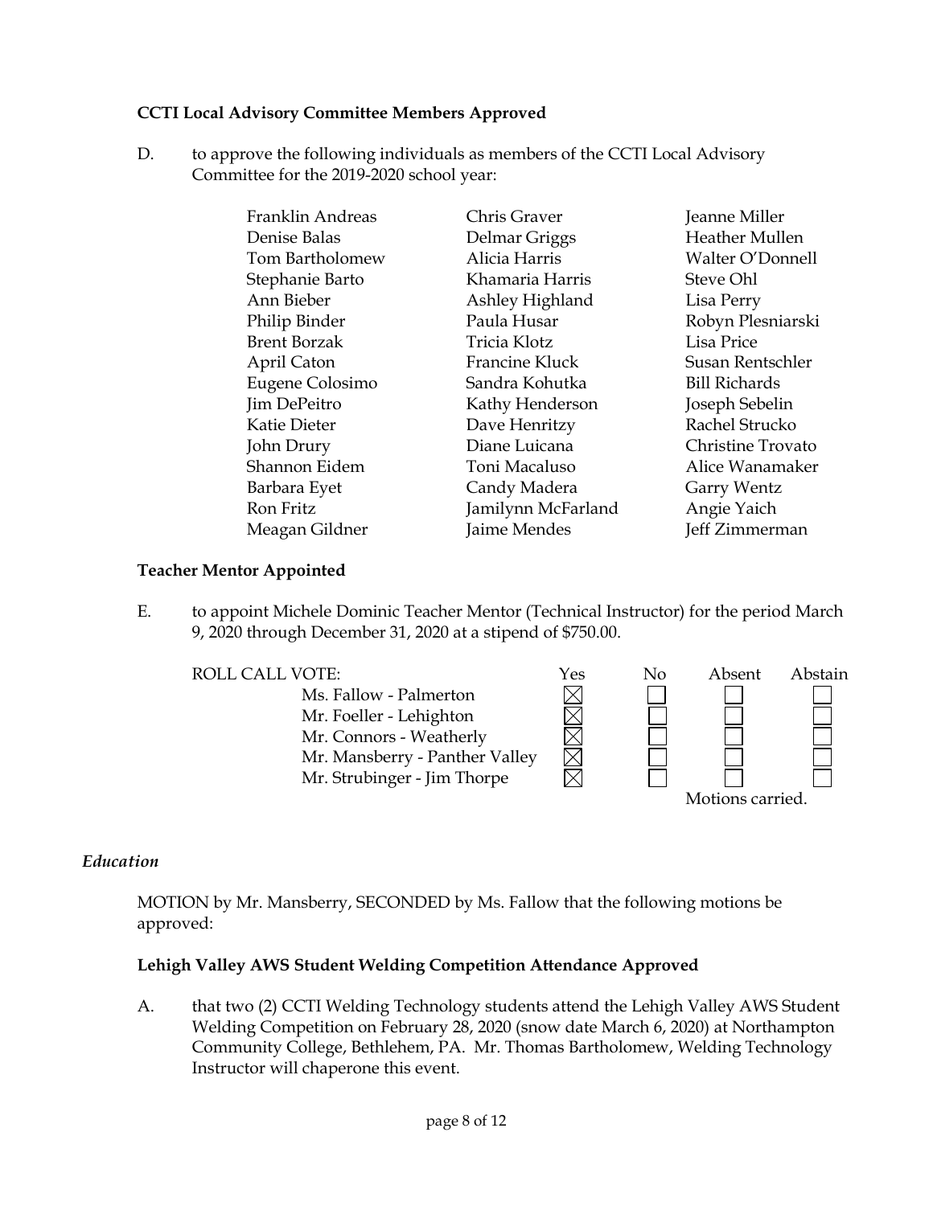**CCTI Local Advisory Committee Members Approved**

D. to approve the following individuals as members of the CCTI Local Advisory Committee for the 2019-2020 school year:

| | | |
|---|---|---|
| Franklin Andreas | Chris Graver | Jeanne Miller |
| Denise Balas | Delmar Griggs | Heather Mullen |
| Tom Bartholomew | Alicia Harris | Walter O'Donnell |
| Stephanie Barto | Khamaria Harris | Steve Ohl |
| Ann Bieber | Ashley Highland | Lisa Perry |
| Philip Binder | Paula Husar | Robyn Plesniarski |
| Brent Borzak | Tricia Klotz | Lisa Price |
| April Caton | Francine Kluck | Susan Rentschler |
| Eugene Colosimo | Sandra Kohutka | Bill Richards |
| Jim DePeitro | Kathy Henderson | Joseph Sebelin |
| Katie Dieter | Dave Henritzy | Rachel Strucko |
| John Drury | Diane Luicana | Christine Trovato |
| Shannon Eidem | Toni Macaluso | Alice Wanamaker |
| Barbara Eyet | Candy Madera | Garry Wentz |
| Ron Fritz | Jamilynn McFarland | Angie Yaich |
| Meagan Gildner | Jaime Mendes | Jeff Zimmerman |

**Teacher Mentor Appointed**

E. to appoint Michele Dominic Teacher Mentor (Technical Instructor) for the period March 9, 2020 through December 31, 2020 at a stipend of $750.00.

| ROLL CALL VOTE: | Yes | No | Absent | Abstain |
|---|---|---|---|---|
| Ms. Fallow - Palmerton | ☒ | ☐ | ☐ | ☐ |
| Mr. Foeller - Lehighton | ☒ | ☐ | ☐ | ☐ |
| Mr. Connors - Weatherly | ☒ | ☐ | ☐ | ☐ |
| Mr. Mansberry - Panther Valley | ☒ | ☐ | ☐ | ☐ |
| Mr. Strubinger - Jim Thorpe | ☒ | ☐ | ☐ | ☐ |

Motions carried.

*Education*

MOTION by Mr. Mansberry, SECONDED by Ms. Fallow that the following motions be approved:

**Lehigh Valley AWS Student Welding Competition Attendance Approved**

A. that two (2) CCTI Welding Technology students attend the Lehigh Valley AWS Student Welding Competition on February 28, 2020 (snow date March 6, 2020) at Northampton Community College, Bethlehem, PA. Mr. Thomas Bartholomew, Welding Technology Instructor will chaperone this event.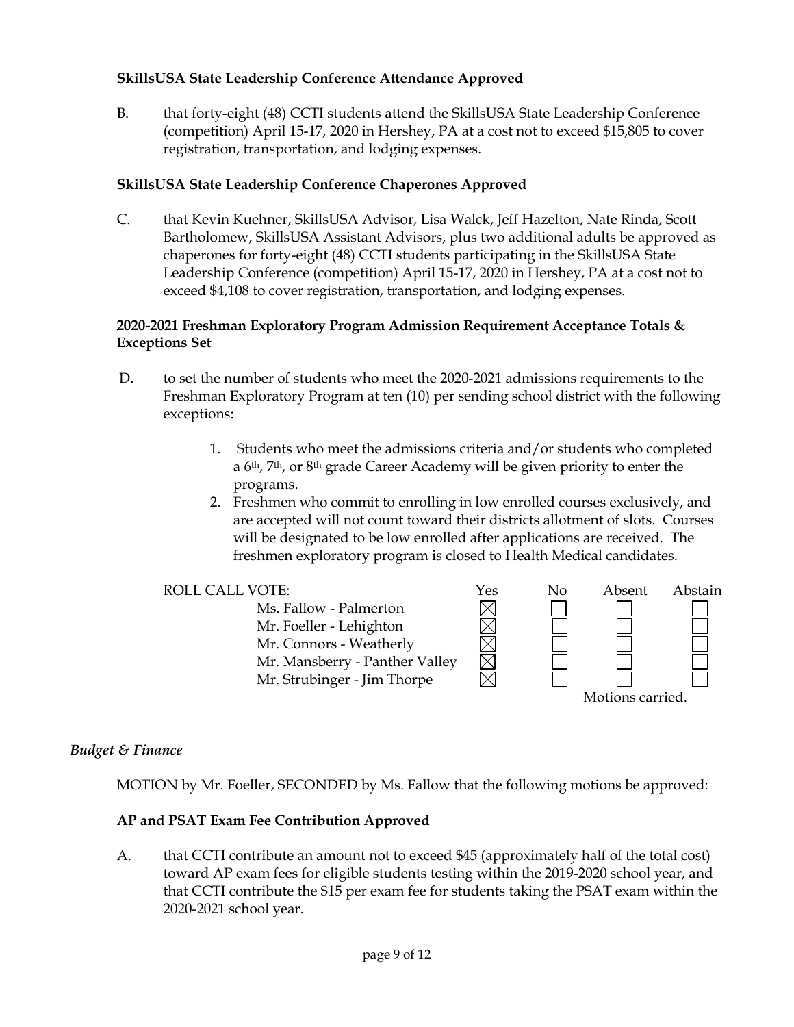**SkillsUSA State Leadership Conference Attendance Approved**

B. that forty-eight (48) CCTI students attend the SkillsUSA State Leadership Conference (competition) April 15-17, 2020 in Hershey, PA at a cost not to exceed $15,805 to cover registration, transportation, and lodging expenses.

**SkillsUSA State Leadership Conference Chaperones Approved**

C. that Kevin Kuehner, SkillsUSA Advisor, Lisa Walck, Jeff Hazelton, Nate Rinda, Scott Bartholomew, SkillsUSA Assistant Advisors, plus two additional adults be approved as chaperones for forty-eight (48) CCTI students participating in the SkillsUSA State Leadership Conference (competition) April 15-17, 2020 in Hershey, PA at a cost not to exceed $4,108 to cover registration, transportation, and lodging expenses.

**2020-2021 Freshman Exploratory Program Admission Requirement Acceptance Totals & Exceptions Set**

D. to set the number of students who meet the 2020-2021 admissions requirements to the Freshman Exploratory Program at ten (10) per sending school district with the following exceptions:

1. Students who meet the admissions criteria and/or students who completed a 6th, 7th, or 8th grade Career Academy will be given priority to enter the programs.
2. Freshmen who commit to enrolling in low enrolled courses exclusively, and are accepted will not count toward their districts allotment of slots. Courses will be designated to be low enrolled after applications are received. The freshmen exploratory program is closed to Health Medical candidates.

| ROLL CALL VOTE: | Yes | No | Absent | Abstain |
|---|---|---|---|---|
| Ms. Fallow - Palmerton | ☒ | ☐ | ☐ | ☐ |
| Mr. Foeller - Lehighton | ☒ | ☐ | ☐ | ☐ |
| Mr. Connors - Weatherly | ☒ | ☐ | ☐ | ☐ |
| Mr. Mansberry - Panther Valley | ☒ | ☐ | ☐ | ☐ |
| Mr. Strubinger - Jim Thorpe | ☒ | ☐ | ☐ | ☐ |

Motions carried.

*Budget & Finance*

MOTION by Mr. Foeller, SECONDED by Ms. Fallow that the following motions be approved:

**AP and PSAT Exam Fee Contribution Approved**

A. that CCTI contribute an amount not to exceed $45 (approximately half of the total cost) toward AP exam fees for eligible students testing within the 2019-2020 school year, and that CCTI contribute the $15 per exam fee for students taking the PSAT exam within the 2020-2021 school year.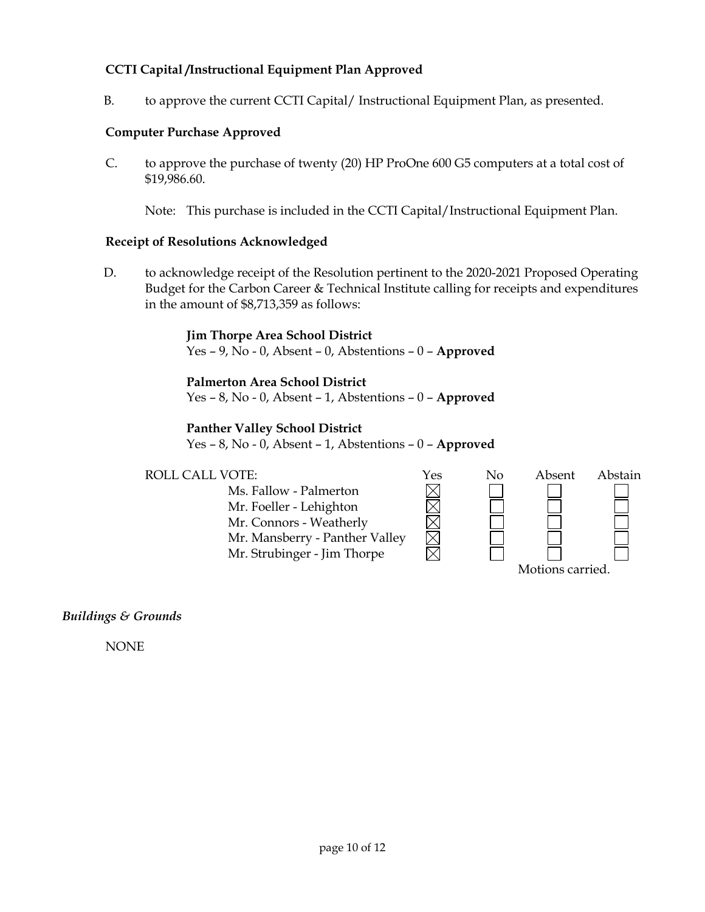**CCTI Capital /Instructional Equipment Plan Approved**

B. to approve the current CCTI Capital/ Instructional Equipment Plan, as presented.

**Computer Purchase Approved**

C. to approve the purchase of twenty (20) HP ProOne 600 G5 computers at a total cost of $19,986.60.

Note: This purchase is included in the CCTI Capital/Instructional Equipment Plan.

**Receipt of Resolutions Acknowledged**

D. to acknowledge receipt of the Resolution pertinent to the 2020-2021 Proposed Operating Budget for the Carbon Career & Technical Institute calling for receipts and expenditures in the amount of $8,713,359 as follows:

**Jim Thorpe Area School District**
Yes – 9, No - 0, Absent – 0, Abstentions – 0 – **Approved**

**Palmerton Area School District**
Yes – 8, No - 0, Absent – 1, Abstentions – 0 – **Approved**

**Panther Valley School District**
Yes – 8, No - 0, Absent – 1, Abstentions – 0 – **Approved**

| ROLL CALL VOTE: | Yes | No | Absent | Abstain |
|---|---|---|---|---|
| Ms. Fallow - Palmerton | ☒ | ☐ | ☐ | ☐ |
| Mr. Foeller - Lehighton | ☒ | ☐ | ☐ | ☐ |
| Mr. Connors - Weatherly | ☒ | ☐ | ☐ | ☐ |
| Mr. Mansberry - Panther Valley | ☒ | ☐ | ☐ | ☐ |
| Mr. Strubinger - Jim Thorpe | ☒ | ☐ | ☐ | ☐ |

Motions carried.

*Buildings & Grounds*

NONE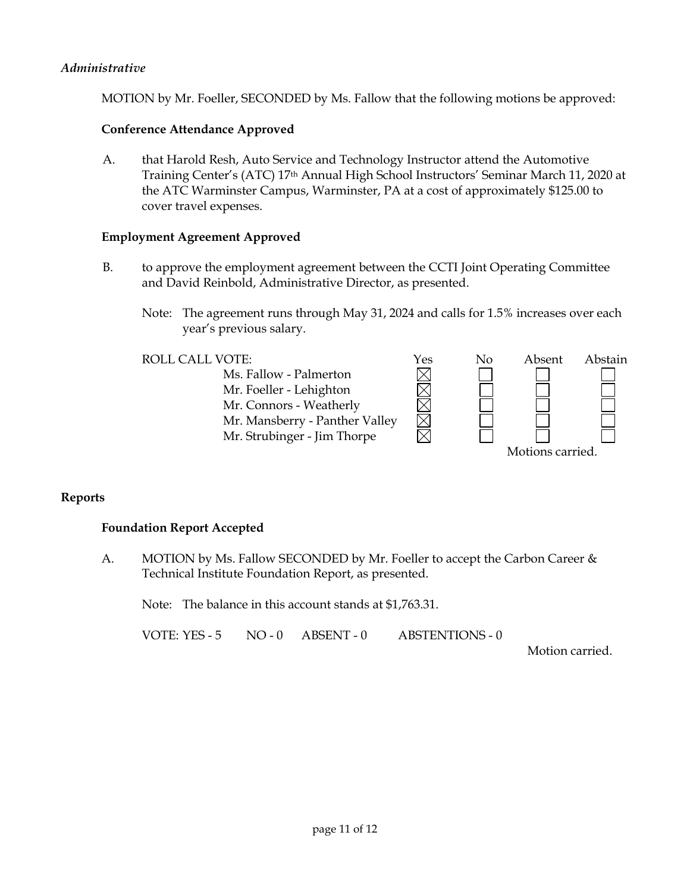*Administrative*

MOTION by Mr. Foeller, SECONDED by Ms. Fallow that the following motions be approved:

**Conference Attendance Approved**

A. that Harold Resh, Auto Service and Technology Instructor attend the Automotive Training Center's (ATC) 17th Annual High School Instructors' Seminar March 11, 2020 at the ATC Warminster Campus, Warminster, PA at a cost of approximately $125.00 to cover travel expenses.

**Employment Agreement Approved**

B. to approve the employment agreement between the CCTI Joint Operating Committee and David Reinbold, Administrative Director, as presented.

Note: The agreement runs through May 31, 2024 and calls for 1.5% increases over each year's previous salary.

| ROLL CALL VOTE: | Yes | No | Absent | Abstain |
|---|---|---|---|---|
| Ms. Fallow - Palmerton | ☒ | ☐ | ☐ | ☐ |
| Mr. Foeller - Lehighton | ☒ | ☐ | ☐ | ☐ |
| Mr. Connors - Weatherly | ☒ | ☐ | ☐ | ☐ |
| Mr. Mansberry - Panther Valley | ☒ | ☐ | ☐ | ☐ |
| Mr. Strubinger - Jim Thorpe | ☒ | ☐ | ☐ | ☐ |

Motions carried.

**Reports**

**Foundation Report Accepted**

A. MOTION by Ms. Fallow SECONDED by Mr. Foeller to accept the Carbon Career & Technical Institute Foundation Report, as presented.

Note: The balance in this account stands at $1,763.31.

VOTE: YES - 5 NO - 0 ABSENT - 0 ABSTENTIONS - 0

Motion carried.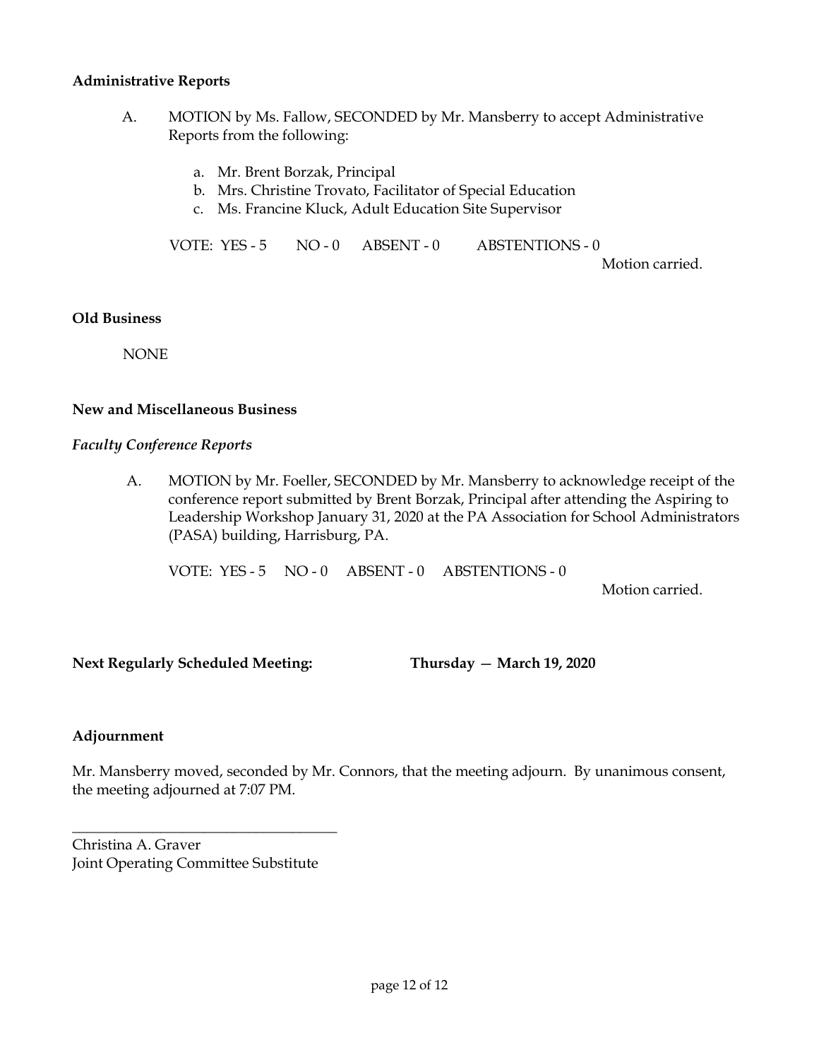**Administrative Reports**

A. MOTION by Ms. Fallow, SECONDED by Mr. Mansberry to accept Administrative Reports from the following:

   a. Mr. Brent Borzak, Principal
   b. Mrs. Christine Trovato, Facilitator of Special Education
   c. Ms. Francine Kluck, Adult Education Site Supervisor

   VOTE: YES - 5 NO - 0 ABSENT - 0 ABSTENTIONS - 0

   Motion carried.

**Old Business**

NONE

**New and Miscellaneous Business**

***Faculty Conference Reports***

A. MOTION by Mr. Foeller, SECONDED by Mr. Mansberry to acknowledge receipt of the conference report submitted by Brent Borzak, Principal after attending the Aspiring to Leadership Workshop January 31, 2020 at the PA Association for School Administrators (PASA) building, Harrisburg, PA.

   VOTE: YES - 5 NO - 0 ABSENT - 0 ABSTENTIONS - 0

   Motion carried.

**Next Regularly Scheduled Meeting:** **Thursday — March 19, 2020**

**Adjournment**

Mr. Mansberry moved, seconded by Mr. Connors, that the meeting adjourn. By unanimous consent, the meeting adjourned at 7:07 PM.

\_\_\_\_\_\_\_\_\_\_\_\_\_\_\_\_\_\_\_\_\_\_\_\_\_\_\_\_\_\_\_\_\_\_\_\_

Christina A. Graver
Joint Operating Committee Substitute